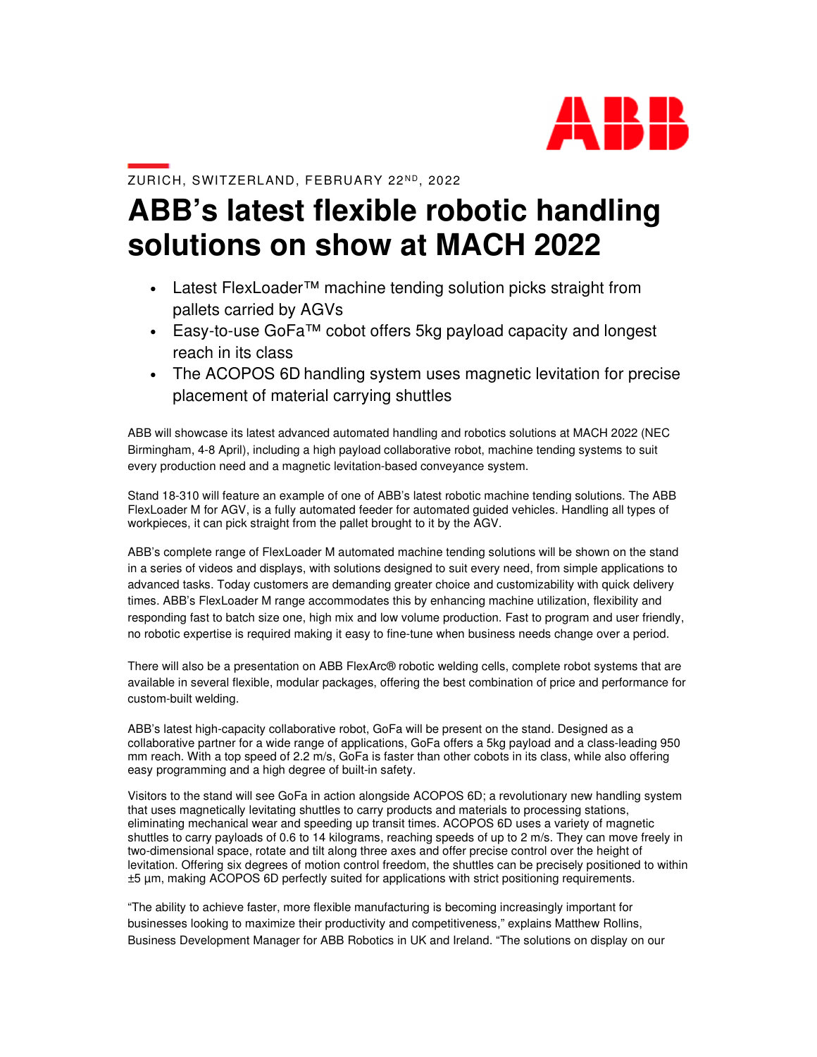ZURICH, SWITZERLAND, FEBRUARY 22ND, 2022

# ABB's latest flexible robotic handling solutions on show at MACH 2022

- Latest FlexLoader™ machine tending solution picks straight from pallets carried by AGVs
- Easy-to-use GoFa™ cobot offers 5kg payload capacity and longest reach in its class
- The ACOPOS 6D handling system uses magnetic levitation for precise placement of material carrying shuttles

ABB will showcase its latest advanced automated handling and robotics solutions at MACH 2022 (NEC Birmingham, 4-8 April), including a high payload collaborative robot, machine tending systems to suit every production need and a magnetic levitation-based conveyance system.

Stand 18-310 will feature an example of one of ABB's latest robotic machine tending solutions. The ABB FlexLoader M for AGV, is a fully automated feeder for automated guided vehicles. Handling all types of workpieces, it can pick straight from the pallet brought to it by the AGV.

ABB's complete range of FlexLoader M automated machine tending solutions will be shown on the stand in a series of videos and displays, with solutions designed to suit every need, from simple applications to advanced tasks. Today customers are demanding greater choice and customizability with quick delivery times. ABB's FlexLoader M range accommodates this by enhancing machine utilization, flexibility and responding fast to batch size one, high mix and low volume production. Fast to program and user friendly, no robotic expertise is required making it easy to fine-tune when business needs change over a period.

There will also be a presentation on ABB FlexArc® robotic welding cells, complete robot systems that are available in several flexible, modular packages, offering the best combination of price and performance for custom-built welding.

ABB's latest high-capacity collaborative robot, GoFa will be present on the stand. Designed as a collaborative partner for a wide range of applications, GoFa offers a 5kg payload and a class-leading 950 mm reach. With a top speed of 2.2 m/s, GoFa is faster than other cobots in its class, while also offering easy programming and a high degree of built-in safety.

Visitors to the stand will see GoFa in action alongside ACOPOS 6D; a revolutionary new handling system that uses magnetically levitating shuttles to carry products and materials to processing stations, eliminating mechanical wear and speeding up transit times. ACOPOS 6D uses a variety of magnetic shuttles to carry payloads of 0.6 to 14 kilograms, reaching speeds of up to 2 m/s. They can move freely in two-dimensional space, rotate and tilt along three axes and offer precise control over the height of levitation. Offering six degrees of motion control freedom, the shuttles can be precisely positioned to within ±5 µm, making ACOPOS 6D perfectly suited for applications with strict positioning requirements.

"The ability to achieve faster, more flexible manufacturing is becoming increasingly important for businesses looking to maximize their productivity and competitiveness," explains Matthew Rollins, Business Development Manager for ABB Robotics in UK and Ireland. "The solutions on display on our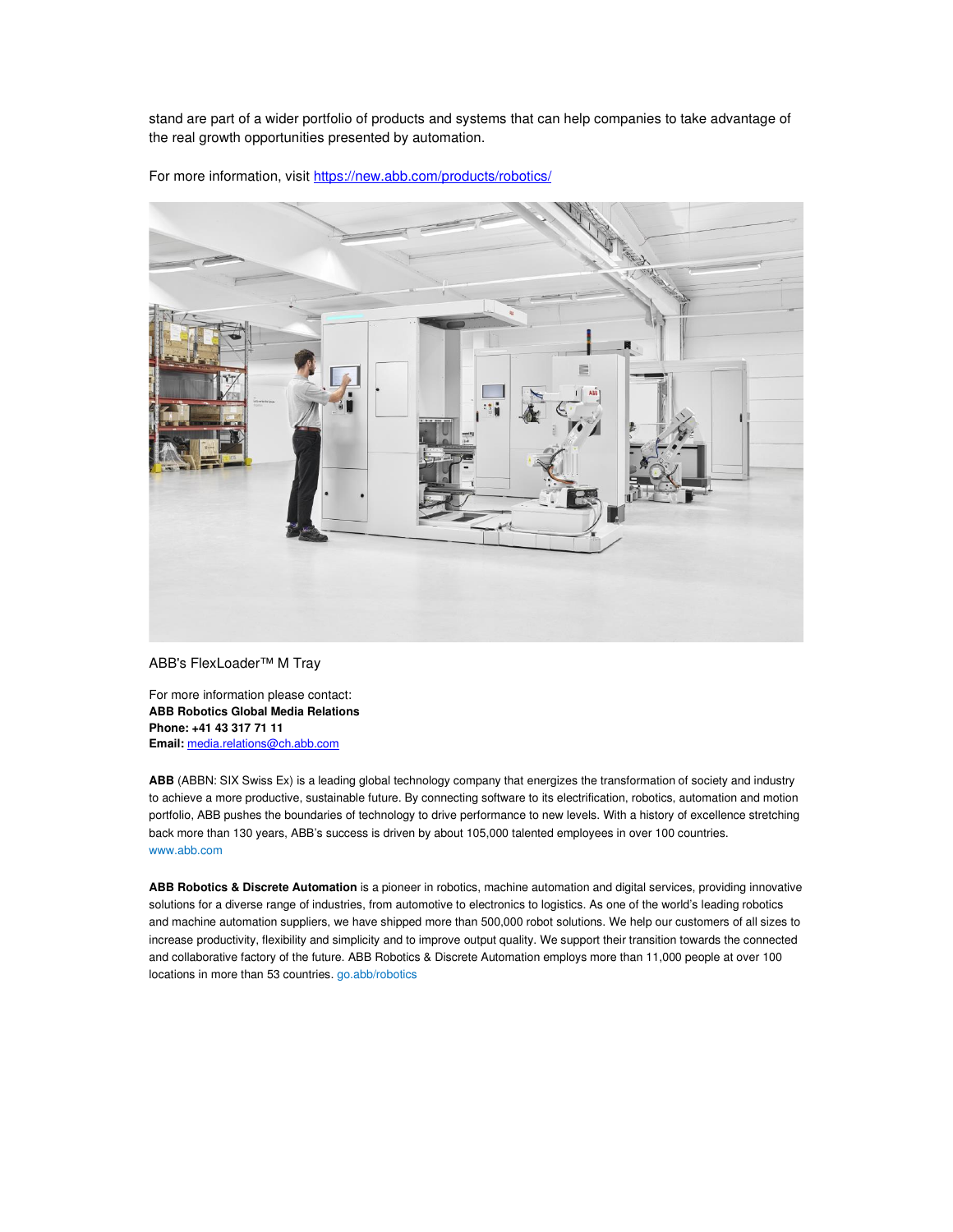stand are part of a wider portfolio of products and systems that can help companies to take advantage of the real growth opportunities presented by automation.

For more information, visit [https://new.abb.com/products/robotics/](https://new.abb.com/products/robotics/)

ABB's FlexLoader™ M Tray

For more information please contact:
**ABB Robotics Global Media Relations**
**Phone: +41 43 317 71 11**
**Email:** [media.relations@ch.abb.com](mailto:media.relations@ch.abb.com)

**ABB** (ABBN: SIX Swiss Ex) is a leading global technology company that energizes the transformation of society and industry to achieve a more productive, sustainable future. By connecting software to its electrification, robotics, automation and motion portfolio, ABB pushes the boundaries of technology to drive performance to new levels. With a history of excellence stretching back more than 130 years, ABB's success is driven by about 105,000 talented employees in over 100 countries. [www.abb.com](http://www.abb.com)

**ABB Robotics & Discrete Automation** is a pioneer in robotics, machine automation and digital services, providing innovative solutions for a diverse range of industries, from automotive to electronics to logistics. As one of the world's leading robotics and machine automation suppliers, we have shipped more than 500,000 robot solutions. We help our customers of all sizes to increase productivity, flexibility and simplicity and to improve output quality. We support their transition towards the connected and collaborative factory of the future. ABB Robotics & Discrete Automation employs more than 11,000 people at over 100 locations in more than 53 countries. [go.abb/robotics](http://go.abb/robotics)